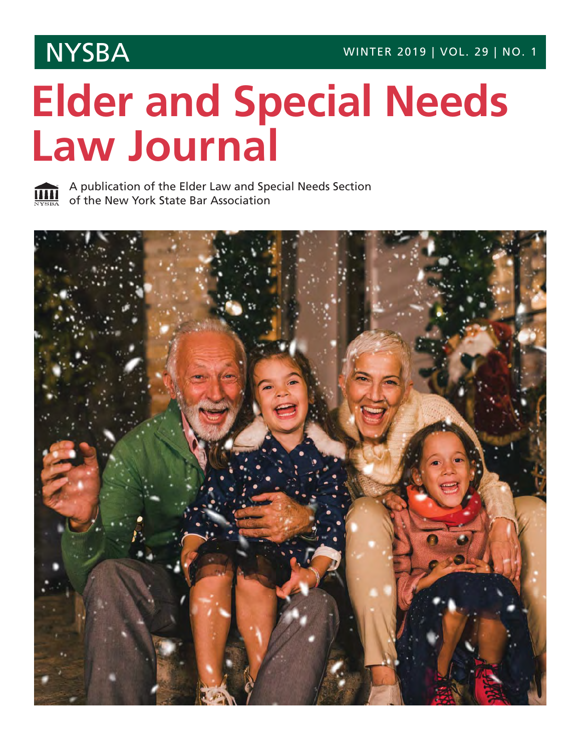NYSBA

WINTER 2019 | VOL. 29 | NO. 1

# Elder and Special Needs Law Journal

A publication of the Elder Law and Special Needs Section of the New York State Bar Association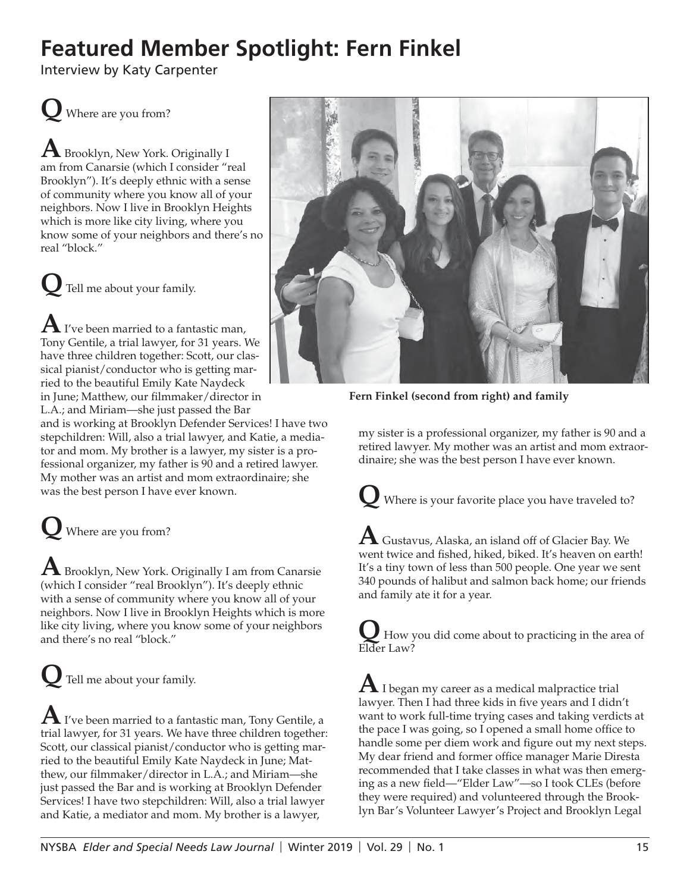# Featured Member Spotlight: Fern Finkel

Interview by Katy Carpenter

**Q** Where are you from?

**A** Brooklyn, New York. Originally I am from Canarsie (which I consider "real Brooklyn"). It's deeply ethnic with a sense of community where you know all of your neighbors. Now I live in Brooklyn Heights which is more like city living, where you know some of your neighbors and there's no real "block."

**Q** Tell me about your family.

**A** I've been married to a fantastic man, Tony Gentile, a trial lawyer, for 31 years. We have three children together: Scott, our classical pianist/conductor who is getting married to the beautiful Emily Kate Naydeck in June; Matthew, our filmmaker/director in L.A.; and Miriam—she just passed the Bar and is working at Brooklyn Defender Services! I have two stepchildren: Will, also a trial lawyer, and Katie, a mediator and mom. My brother is a lawyer, my sister is a professional organizer, my father is 90 and a retired lawyer. My mother was an artist and mom extraordinaire; she was the best person I have ever known.

**Fern Finkel (second from right) and family**

**Q** Where are you from?

**A** Brooklyn, New York. Originally I am from Canarsie (which I consider "real Brooklyn"). It's deeply ethnic with a sense of community where you know all of your neighbors. Now I live in Brooklyn Heights which is more like city living, where you know some of your neighbors and there's no real "block."

**Q** Tell me about your family.

**A** I've been married to a fantastic man, Tony Gentile, a trial lawyer, for 31 years. We have three children together: Scott, our classical pianist/conductor who is getting married to the beautiful Emily Kate Naydeck in June; Matthew, our filmmaker/director in L.A.; and Miriam—she just passed the Bar and is working at Brooklyn Defender Services! I have two stepchildren: Will, also a trial lawyer and Katie, a mediator and mom. My brother is a lawyer, my sister is a professional organizer, my father is 90 and a retired lawyer. My mother was an artist and mom extraordinaire; she was the best person I have ever known.

**Q** Where is your favorite place you have traveled to?

**A** Gustavus, Alaska, an island off of Glacier Bay. We went twice and fished, hiked, biked. It's heaven on earth! It's a tiny town of less than 500 people. One year we sent 340 pounds of halibut and salmon back home; our friends and family ate it for a year.

**Q** How you did come about to practicing in the area of Elder Law?

**A** I began my career as a medical malpractice trial lawyer. Then I had three kids in five years and I didn't want to work full-time trying cases and taking verdicts at the pace I was going, so I opened a small home office to handle some per diem work and figure out my next steps. My dear friend and former office manager Marie Diresta recommended that I take classes in what was then emerging as a new field—"Elder Law"—so I took CLEs (before they were required) and volunteered through the Brooklyn Bar's Volunteer Lawyer's Project and Brooklyn Legal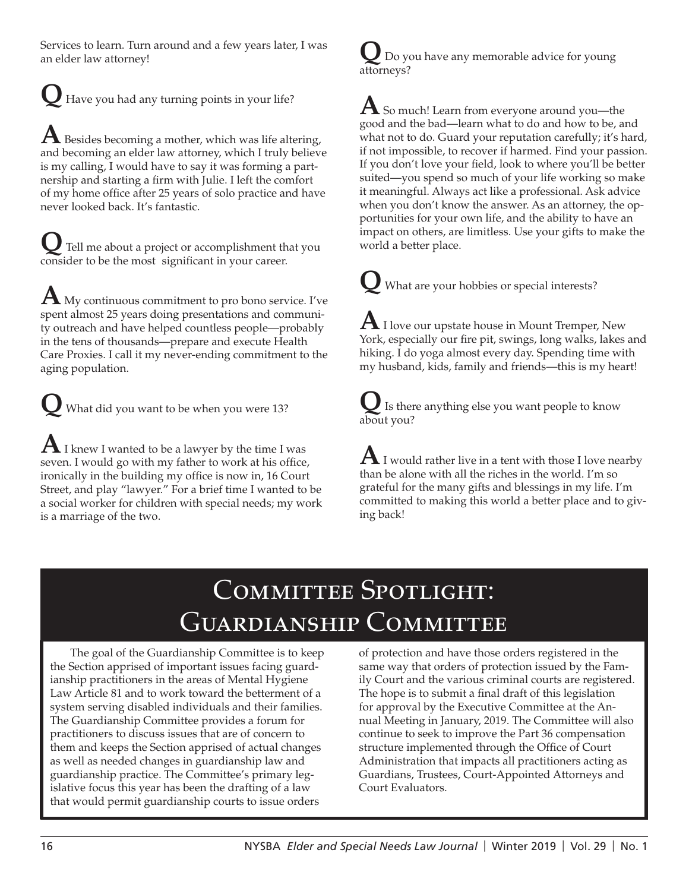Services to learn. Turn around and a few years later, I was an elder law attorney!

**Q** Have you had any turning points in your life?

**A** Besides becoming a mother, which was life altering, and becoming an elder law attorney, which I truly believe is my calling, I would have to say it was forming a partnership and starting a firm with Julie. I left the comfort of my home office after 25 years of solo practice and have never looked back. It's fantastic.

**Q** Tell me about a project or accomplishment that you consider to be the most significant in your career.

**A** My continuous commitment to pro bono service. I've spent almost 25 years doing presentations and community outreach and have helped countless people—probably in the tens of thousands—prepare and execute Health Care Proxies. I call it my never-ending commitment to the aging population.

**Q** What did you want to be when you were 13?

**A** I knew I wanted to be a lawyer by the time I was seven. I would go with my father to work at his office, ironically in the building my office is now in, 16 Court Street, and play "lawyer." For a brief time I wanted to be a social worker for children with special needs; my work is a marriage of the two.

**Q** Do you have any memorable advice for young attorneys?

**A** So much! Learn from everyone around you—the good and the bad—learn what to do and how to be, and what not to do. Guard your reputation carefully; it's hard, if not impossible, to recover if harmed. Find your passion. If you don't love your field, look to where you'll be better suited—you spend so much of your life working so make it meaningful. Always act like a professional. Ask advice when you don't know the answer. As an attorney, the opportunities for your own life, and the ability to have an impact on others, are limitless. Use your gifts to make the world a better place.

**Q** What are your hobbies or special interests?

**A** I love our upstate house in Mount Tremper, New York, especially our fire pit, swings, long walks, lakes and hiking. I do yoga almost every day. Spending time with my husband, kids, family and friends—this is my heart!

**Q** Is there anything else you want people to know about you?

**A** I would rather live in a tent with those I love nearby than be alone with all the riches in the world. I'm so grateful for the many gifts and blessings in my life. I'm committed to making this world a better place and to giving back!

# Committee Spotlight: Guardianship Committee

The goal of the Guardianship Committee is to keep the Section apprised of important issues facing guardianship practitioners in the areas of Mental Hygiene Law Article 81 and to work toward the betterment of a system serving disabled individuals and their families. The Guardianship Committee provides a forum for practitioners to discuss issues that are of concern to them and keeps the Section apprised of actual changes as well as needed changes in guardianship law and guardianship practice. The Committee's primary legislative focus this year has been the drafting of a law that would permit guardianship courts to issue orders of protection and have those orders registered in the same way that orders of protection issued by the Family Court and the various criminal courts are registered. The hope is to submit a final draft of this legislation for approval by the Executive Committee at the Annual Meeting in January, 2019. The Committee will also continue to seek to improve the Part 36 compensation structure implemented through the Office of Court Administration that impacts all practitioners acting as Guardians, Trustees, Court-Appointed Attorneys and Court Evaluators.